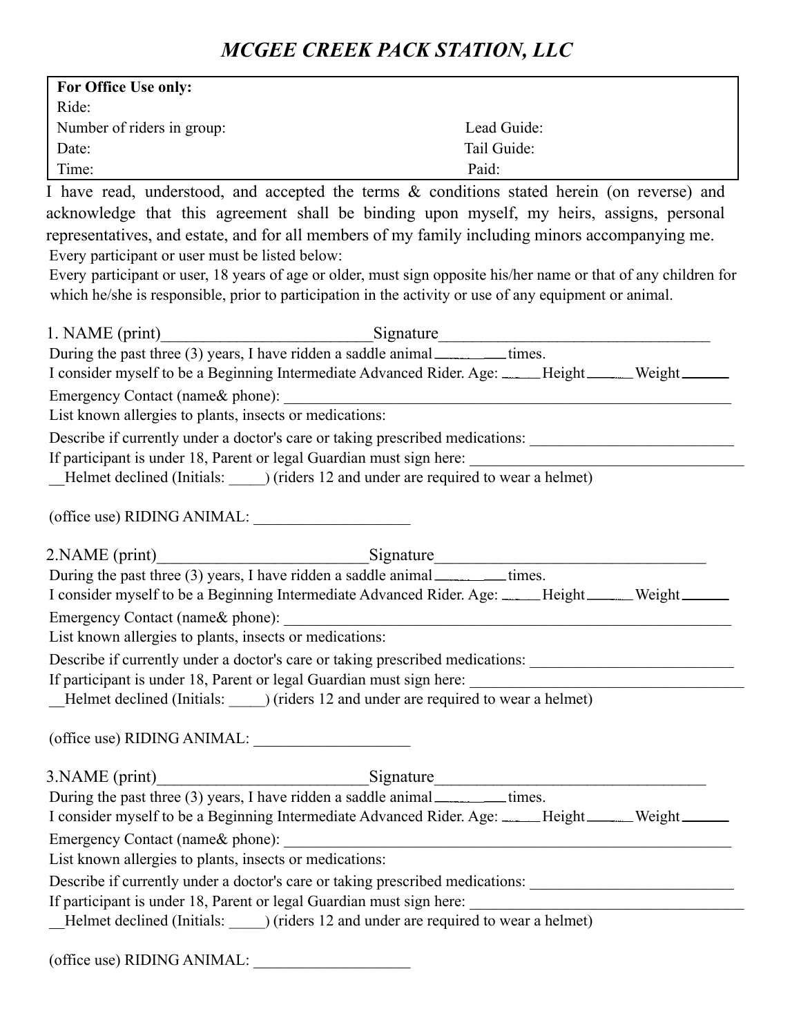# *MCGEE CREEK PACK STATION, LLC*

| **For Office Use only:** | |
|---|---|
| Ride: | |
| Number of riders in group: | Lead Guide: |
| Date: | Tail Guide: |
| Time: | Paid: |

I have read, understood, and accepted the terms & conditions stated herein (on reverse) and acknowledge that this agreement shall be binding upon myself, my heirs, assigns, personal representatives, and estate, and for all members of my family including minors accompanying me.

Every participant or user must be listed below:

Every participant or user, 18 years of age or older, must sign opposite his/her name or that of any children for which he/she is responsible, prior to participation in the activity or use of any equipment or animal.

1. NAME (print)__________________________Signature_________________________________

During the past three (3) years, I have ridden a saddle animal__________times.

I consider myself to be a Beginning Intermediate Advanced Rider. Age: _____Height_____Weight______

Emergency Contact (name& phone): ____________________________________________________________

List known allergies to plants, insects or medications:

Describe if currently under a doctor's care or taking prescribed medications: __________________________

If participant is under 18, Parent or legal Guardian must sign here: ___________________________________

__Helmet declined (Initials: _____) (riders 12 and under are required to wear a helmet)

(office use) RIDING ANIMAL: ____________________

2.NAME (print)__________________________Signature_________________________________

During the past three (3) years, I have ridden a saddle animal__________times.

I consider myself to be a Beginning Intermediate Advanced Rider. Age: _____Height_____Weight______

Emergency Contact (name& phone): ____________________________________________________________

List known allergies to plants, insects or medications:

Describe if currently under a doctor's care or taking prescribed medications: __________________________

If participant is under 18, Parent or legal Guardian must sign here: ___________________________________

__Helmet declined (Initials: _____) (riders 12 and under are required to wear a helmet)

(office use) RIDING ANIMAL: ____________________

3.NAME (print)__________________________Signature_________________________________

During the past three (3) years, I have ridden a saddle animal__________times.

I consider myself to be a Beginning Intermediate Advanced Rider. Age: _____Height_____Weight______

Emergency Contact (name& phone): ____________________________________________________________

List known allergies to plants, insects or medications:

Describe if currently under a doctor's care or taking prescribed medications: __________________________

If participant is under 18, Parent or legal Guardian must sign here: ___________________________________

__Helmet declined (Initials: _____) (riders 12 and under are required to wear a helmet)

(office use) RIDING ANIMAL: ____________________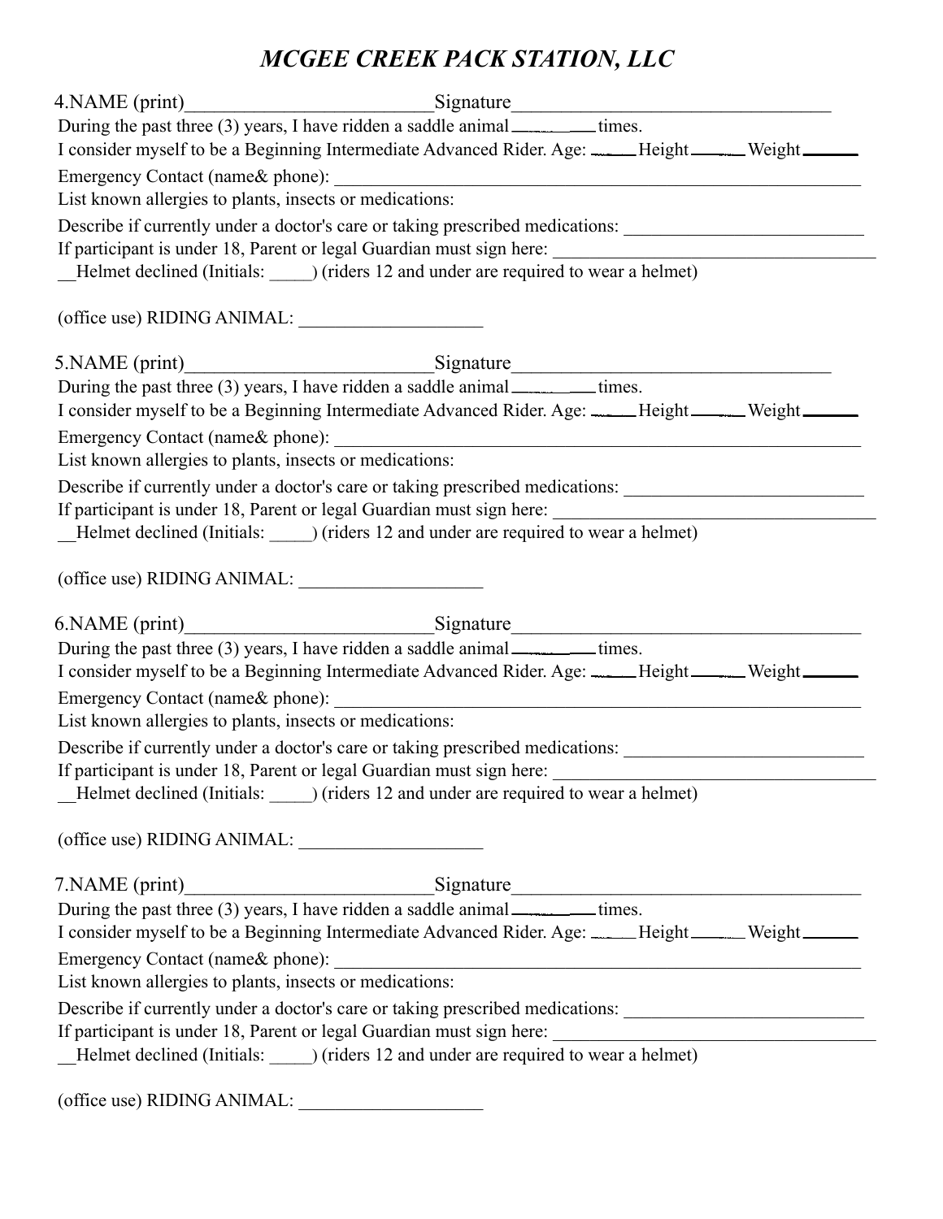# *MCGEE CREEK PACK STATION, LLC*

4.NAME (print)\_\_\_\_\_\_\_\_\_\_\_\_\_\_\_\_\_\_\_\_\_\_\_\_\_\_Signature\_\_\_\_\_\_\_\_\_\_\_\_\_\_\_\_\_\_\_\_\_\_\_\_\_\_\_\_\_\_\_\_\_\_

During the past three (3) years, I have ridden a saddle animal\_\_\_\_\_\_\_\_times.

I consider myself to be a Beginning Intermediate Advanced Rider. Age: \_\_\_\_\_Height\_\_\_\_\_\_Weight\_\_\_\_\_\_

Emergency Contact (name& phone): \_\_\_\_\_\_\_\_\_\_\_\_\_\_\_\_\_\_\_\_\_\_\_\_\_\_\_\_\_\_\_\_\_\_\_\_\_\_\_\_\_\_\_\_\_\_\_\_\_\_\_\_\_\_

List known allergies to plants, insects or medications:

Describe if currently under a doctor's care or taking prescribed medications: \_\_\_\_\_\_\_\_\_\_\_\_\_\_\_\_\_\_\_\_\_\_\_\_\_\_

If participant is under 18, Parent or legal Guardian must sign here: \_\_\_\_\_\_\_\_\_\_\_\_\_\_\_\_\_\_\_\_\_\_\_\_\_\_\_\_\_\_\_\_\_\_\_

\_\_Helmet declined (Initials: \_\_\_\_\_) (riders 12 and under are required to wear a helmet)

(office use) RIDING ANIMAL: \_\_\_\_\_\_\_\_\_\_\_\_\_\_\_\_\_\_\_\_

5.NAME (print)\_\_\_\_\_\_\_\_\_\_\_\_\_\_\_\_\_\_\_\_\_\_\_\_\_\_Signature\_\_\_\_\_\_\_\_\_\_\_\_\_\_\_\_\_\_\_\_\_\_\_\_\_\_\_\_\_\_\_\_\_\_

During the past three (3) years, I have ridden a saddle animal\_\_\_\_\_\_\_\_times.

I consider myself to be a Beginning Intermediate Advanced Rider. Age: \_\_\_\_\_Height\_\_\_\_\_\_Weight\_\_\_\_\_\_

Emergency Contact (name& phone): \_\_\_\_\_\_\_\_\_\_\_\_\_\_\_\_\_\_\_\_\_\_\_\_\_\_\_\_\_\_\_\_\_\_\_\_\_\_\_\_\_\_\_\_\_\_\_\_\_\_\_\_\_\_

List known allergies to plants, insects or medications:

Describe if currently under a doctor's care or taking prescribed medications: \_\_\_\_\_\_\_\_\_\_\_\_\_\_\_\_\_\_\_\_\_\_\_\_\_\_

If participant is under 18, Parent or legal Guardian must sign here: \_\_\_\_\_\_\_\_\_\_\_\_\_\_\_\_\_\_\_\_\_\_\_\_\_\_\_\_\_\_\_\_\_\_\_

\_\_Helmet declined (Initials: \_\_\_\_\_) (riders 12 and under are required to wear a helmet)

(office use) RIDING ANIMAL: \_\_\_\_\_\_\_\_\_\_\_\_\_\_\_\_\_\_\_\_

6.NAME (print)\_\_\_\_\_\_\_\_\_\_\_\_\_\_\_\_\_\_\_\_\_\_\_\_\_\_Signature\_\_\_\_\_\_\_\_\_\_\_\_\_\_\_\_\_\_\_\_\_\_\_\_\_\_\_\_\_\_\_\_\_\_\_\_\_

During the past three (3) years, I have ridden a saddle animal\_\_\_\_\_\_\_\_times.

I consider myself to be a Beginning Intermediate Advanced Rider. Age: \_\_\_\_\_Height\_\_\_\_\_\_Weight\_\_\_\_\_\_

Emergency Contact (name& phone): \_\_\_\_\_\_\_\_\_\_\_\_\_\_\_\_\_\_\_\_\_\_\_\_\_\_\_\_\_\_\_\_\_\_\_\_\_\_\_\_\_\_\_\_\_\_\_\_\_\_\_\_\_\_

List known allergies to plants, insects or medications:

Describe if currently under a doctor's care or taking prescribed medications: \_\_\_\_\_\_\_\_\_\_\_\_\_\_\_\_\_\_\_\_\_\_\_\_\_\_

If participant is under 18, Parent or legal Guardian must sign here: \_\_\_\_\_\_\_\_\_\_\_\_\_\_\_\_\_\_\_\_\_\_\_\_\_\_\_\_\_\_\_\_\_\_\_

\_\_Helmet declined (Initials: \_\_\_\_\_) (riders 12 and under are required to wear a helmet)

(office use) RIDING ANIMAL: \_\_\_\_\_\_\_\_\_\_\_\_\_\_\_\_\_\_\_\_

7.NAME (print)\_\_\_\_\_\_\_\_\_\_\_\_\_\_\_\_\_\_\_\_\_\_\_\_\_\_Signature\_\_\_\_\_\_\_\_\_\_\_\_\_\_\_\_\_\_\_\_\_\_\_\_\_\_\_\_\_\_\_\_\_\_\_\_\_

During the past three (3) years, I have ridden a saddle animal\_\_\_\_\_\_\_\_times.

I consider myself to be a Beginning Intermediate Advanced Rider. Age: \_\_\_\_\_Height\_\_\_\_\_\_Weight\_\_\_\_\_\_

Emergency Contact (name& phone): \_\_\_\_\_\_\_\_\_\_\_\_\_\_\_\_\_\_\_\_\_\_\_\_\_\_\_\_\_\_\_\_\_\_\_\_\_\_\_\_\_\_\_\_\_\_\_\_\_\_\_\_\_\_

List known allergies to plants, insects or medications:

Describe if currently under a doctor's care or taking prescribed medications: \_\_\_\_\_\_\_\_\_\_\_\_\_\_\_\_\_\_\_\_\_\_\_\_\_\_

If participant is under 18, Parent or legal Guardian must sign here: \_\_\_\_\_\_\_\_\_\_\_\_\_\_\_\_\_\_\_\_\_\_\_\_\_\_\_\_\_\_\_\_\_\_\_

\_\_Helmet declined (Initials: \_\_\_\_\_) (riders 12 and under are required to wear a helmet)

(office use) RIDING ANIMAL: \_\_\_\_\_\_\_\_\_\_\_\_\_\_\_\_\_\_\_\_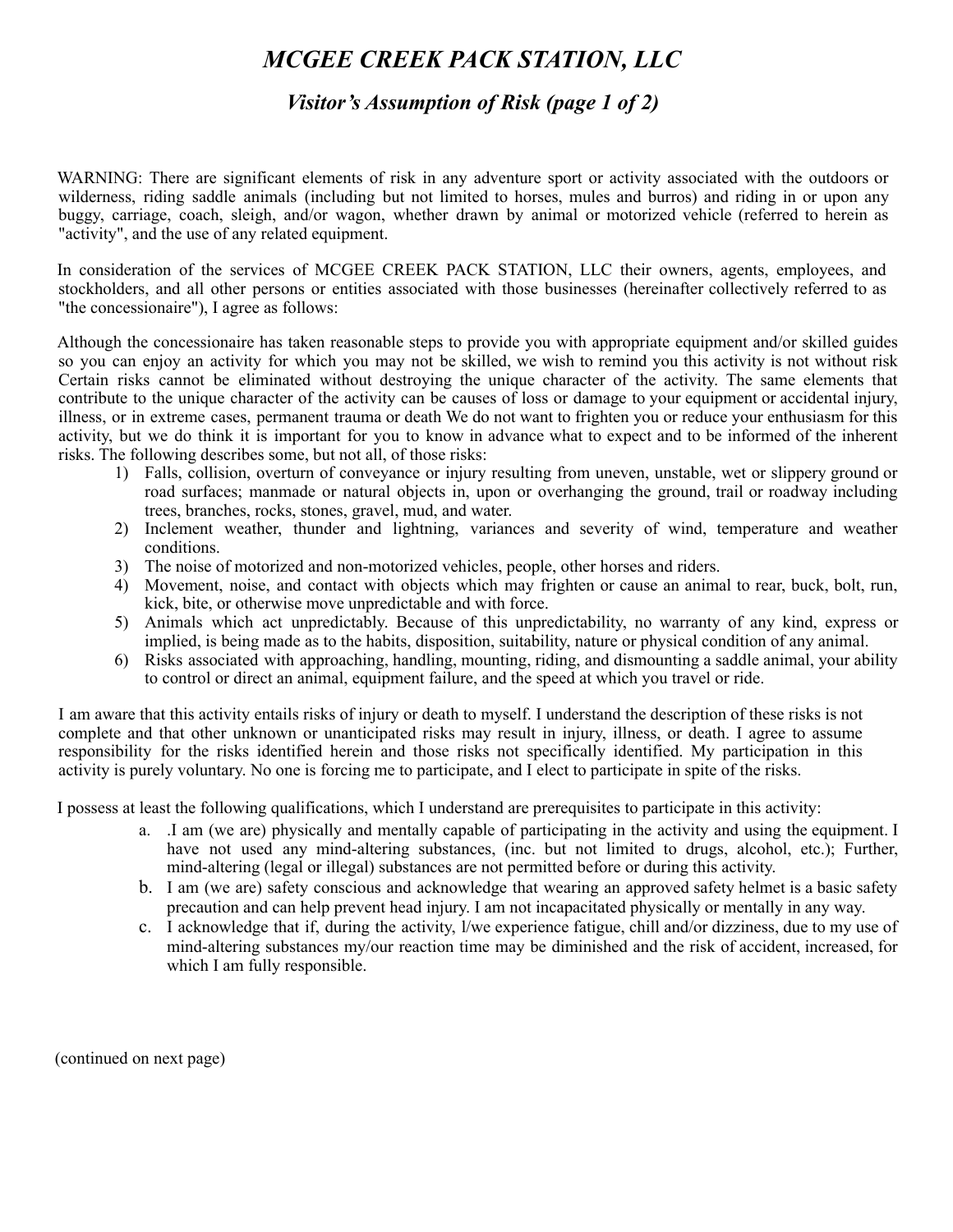# *MCGEE CREEK PACK STATION, LLC*

## *Visitor's Assumption of Risk (page 1 of 2)*

WARNING: There are significant elements of risk in any adventure sport or activity associated with the outdoors or wilderness, riding saddle animals (including but not limited to horses, mules and burros) and riding in or upon any buggy, carriage, coach, sleigh, and/or wagon, whether drawn by animal or motorized vehicle (referred to herein as "activity", and the use of any related equipment.

In consideration of the services of MCGEE CREEK PACK STATION, LLC their owners, agents, employees, and stockholders, and all other persons or entities associated with those businesses (hereinafter collectively referred to as "the concessionaire"), I agree as follows:

Although the concessionaire has taken reasonable steps to provide you with appropriate equipment and/or skilled guides so you can enjoy an activity for which you may not be skilled, we wish to remind you this activity is not without risk Certain risks cannot be eliminated without destroying the unique character of the activity. The same elements that contribute to the unique character of the activity can be causes of loss or damage to your equipment or accidental injury, illness, or in extreme cases, permanent trauma or death We do not want to frighten you or reduce your enthusiasm for this activity, but we do think it is important for you to know in advance what to expect and to be informed of the inherent risks. The following describes some, but not all, of those risks:

1) Falls, collision, overturn of conveyance or injury resulting from uneven, unstable, wet or slippery ground or road surfaces; manmade or natural objects in, upon or overhanging the ground, trail or roadway including trees, branches, rocks, stones, gravel, mud, and water.
2) Inclement weather, thunder and lightning, variances and severity of wind, temperature and weather conditions.
3) The noise of motorized and non-motorized vehicles, people, other horses and riders.
4) Movement, noise, and contact with objects which may frighten or cause an animal to rear, buck, bolt, run, kick, bite, or otherwise move unpredictable and with force.
5) Animals which act unpredictably. Because of this unpredictability, no warranty of any kind, express or implied, is being made as to the habits, disposition, suitability, nature or physical condition of any animal.
6) Risks associated with approaching, handling, mounting, riding, and dismounting a saddle animal, your ability to control or direct an animal, equipment failure, and the speed at which you travel or ride.

I am aware that this activity entails risks of injury or death to myself. I understand the description of these risks is not complete and that other unknown or unanticipated risks may result in injury, illness, or death. I agree to assume responsibility for the risks identified herein and those risks not specifically identified. My participation in this activity is purely voluntary. No one is forcing me to participate, and I elect to participate in spite of the risks.

I possess at least the following qualifications, which I understand are prerequisites to participate in this activity:

a. .I am (we are) physically and mentally capable of participating in the activity and using the equipment. I have not used any mind-altering substances, (inc. but not limited to drugs, alcohol, etc.); Further, mind-altering (legal or illegal) substances are not permitted before or during this activity.
b. I am (we are) safety conscious and acknowledge that wearing an approved safety helmet is a basic safety precaution and can help prevent head injury. I am not incapacitated physically or mentally in any way.
c. I acknowledge that if, during the activity, l/we experience fatigue, chill and/or dizziness, due to my use of mind-altering substances my/our reaction time may be diminished and the risk of accident, increased, for which I am fully responsible.

(continued on next page)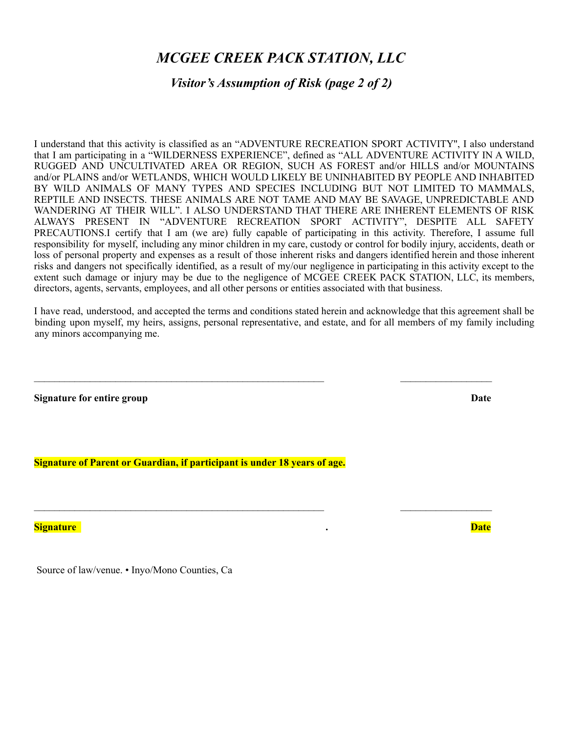# *MCGEE CREEK PACK STATION, LLC*

## *Visitor's Assumption of Risk (page 2 of 2)*

I understand that this activity is classified as an "ADVENTURE RECREATION SPORT ACTIVITY", I also understand that I am participating in a "WILDERNESS EXPERIENCE", defined as "ALL ADVENTURE ACTIVITY IN A WILD, RUGGED AND UNCULTIVATED AREA OR REGION, SUCH AS FOREST and/or HILLS and/or MOUNTAINS and/or PLAINS and/or WETLANDS, WHICH WOULD LIKELY BE UNINHABITED BY PEOPLE AND INHABITED BY WILD ANIMALS OF MANY TYPES AND SPECIES INCLUDING BUT NOT LIMITED TO MAMMALS, REPTILE AND INSECTS. THESE ANIMALS ARE NOT TAME AND MAY BE SAVAGE, UNPREDICTABLE AND WANDERING AT THEIR WILL". I ALSO UNDERSTAND THAT THERE ARE INHERENT ELEMENTS OF RISK ALWAYS PRESENT IN "ADVENTURE RECREATION SPORT ACTIVITY", DESPITE ALL SAFETY PRECAUTIONS.I certify that I am (we are) fully capable of participating in this activity. Therefore, I assume full responsibility for myself, including any minor children in my care, custody or control for bodily injury, accidents, death or loss of personal property and expenses as a result of those inherent risks and dangers identified herein and those inherent risks and dangers not specifically identified, as a result of my/our negligence in participating in this activity except to the extent such damage or injury may be due to the negligence of MCGEE CREEK PACK STATION, LLC, its members, directors, agents, servants, employees, and all other persons or entities associated with that business.

I have read, understood, and accepted the terms and conditions stated herein and acknowledge that this agreement shall be binding upon myself, my heirs, assigns, personal representative, and estate, and for all members of my family including any minors accompanying me.

\_\_\_\_\_\_\_\_\_\_\_\_\_\_\_\_\_\_\_\_\_\_\_\_\_\_\_\_\_\_\_\_\_\_\_\_\_\_\_\_\_\_\_\_\_\_\_\_\_\_\_\_\_\_\_\_\_\_\_\_ \_\_\_\_\_\_\_\_\_\_\_\_\_\_\_\_\_\_\_\_

**Signature for entire group** **Date**

**Signature of Parent or Guardian, if participant is under 18 years of age.**

\_\_\_\_\_\_\_\_\_\_\_\_\_\_\_\_\_\_\_\_\_\_\_\_\_\_\_\_\_\_\_\_\_\_\_\_\_\_\_\_\_\_\_\_\_\_\_\_\_\_\_\_\_\_\_\_\_\_\_\_ \_\_\_\_\_\_\_\_\_\_\_\_\_\_\_\_\_\_\_\_

**Signature** . **Date**

Source of law/venue. • Inyo/Mono Counties, Ca